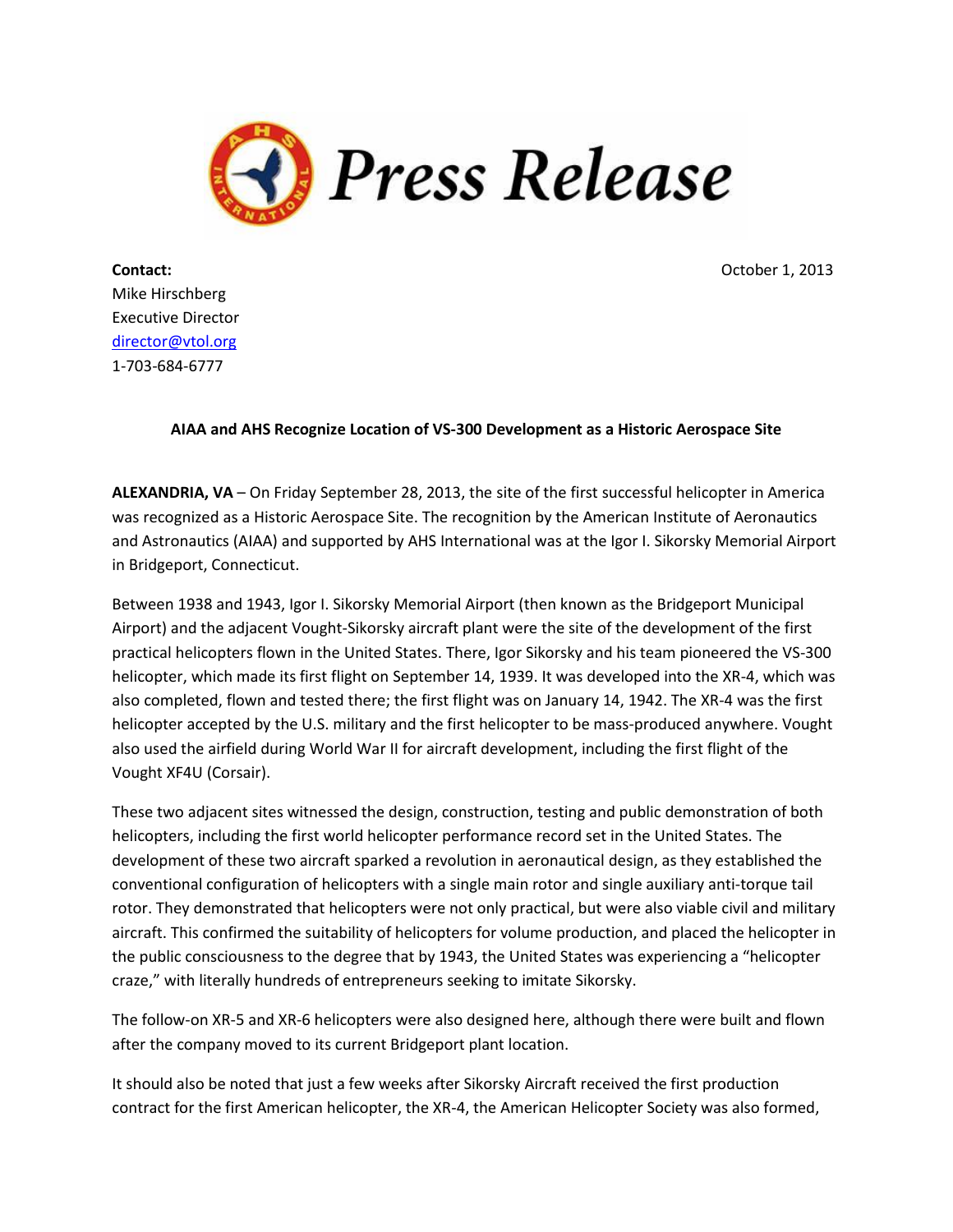# Press Release

**Contact:**
Mike Hirschberg
Executive Director
director@vtol.org
1-703-684-6777

October 1, 2013

**AIAA and AHS Recognize Location of VS-300 Development as a Historic Aerospace Site**

**ALEXANDRIA, VA** – On Friday September 28, 2013, the site of the first successful helicopter in America was recognized as a Historic Aerospace Site. The recognition by the American Institute of Aeronautics and Astronautics (AIAA) and supported by AHS International was at the Igor I. Sikorsky Memorial Airport in Bridgeport, Connecticut.

Between 1938 and 1943, Igor I. Sikorsky Memorial Airport (then known as the Bridgeport Municipal Airport) and the adjacent Vought-Sikorsky aircraft plant were the site of the development of the first practical helicopters flown in the United States. There, Igor Sikorsky and his team pioneered the VS-300 helicopter, which made its first flight on September 14, 1939. It was developed into the XR-4, which was also completed, flown and tested there; the first flight was on January 14, 1942. The XR-4 was the first helicopter accepted by the U.S. military and the first helicopter to be mass-produced anywhere. Vought also used the airfield during World War II for aircraft development, including the first flight of the Vought XF4U (Corsair).

These two adjacent sites witnessed the design, construction, testing and public demonstration of both helicopters, including the first world helicopter performance record set in the United States. The development of these two aircraft sparked a revolution in aeronautical design, as they established the conventional configuration of helicopters with a single main rotor and single auxiliary anti-torque tail rotor. They demonstrated that helicopters were not only practical, but were also viable civil and military aircraft. This confirmed the suitability of helicopters for volume production, and placed the helicopter in the public consciousness to the degree that by 1943, the United States was experiencing a "helicopter craze," with literally hundreds of entrepreneurs seeking to imitate Sikorsky.

The follow-on XR-5 and XR-6 helicopters were also designed here, although there were built and flown after the company moved to its current Bridgeport plant location.

It should also be noted that just a few weeks after Sikorsky Aircraft received the first production contract for the first American helicopter, the XR-4, the American Helicopter Society was also formed,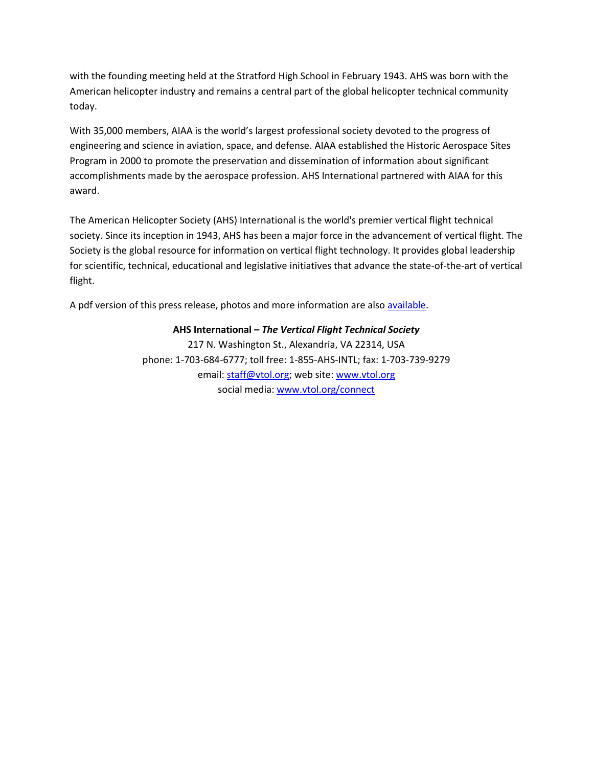with the founding meeting held at the Stratford High School in February 1943. AHS was born with the American helicopter industry and remains a central part of the global helicopter technical community today.

With 35,000 members, AIAA is the world's largest professional society devoted to the progress of engineering and science in aviation, space, and defense. AIAA established the Historic Aerospace Sites Program in 2000 to promote the preservation and dissemination of information about significant accomplishments made by the aerospace profession. AHS International partnered with AIAA for this award.

The American Helicopter Society (AHS) International is the world's premier vertical flight technical society. Since its inception in 1943, AHS has been a major force in the advancement of vertical flight. The Society is the global resource for information on vertical flight technology. It provides global leadership for scientific, technical, educational and legislative initiatives that advance the state-of-the-art of vertical flight.

A pdf version of this press release, photos and more information are also available.

**AHS International – *The Vertical Flight Technical Society***
217 N. Washington St., Alexandria, VA 22314, USA
phone: 1-703-684-6777; toll free: 1-855-AHS-INTL; fax: 1-703-739-9279
email: staff@vtol.org; web site: www.vtol.org
social media: www.vtol.org/connect